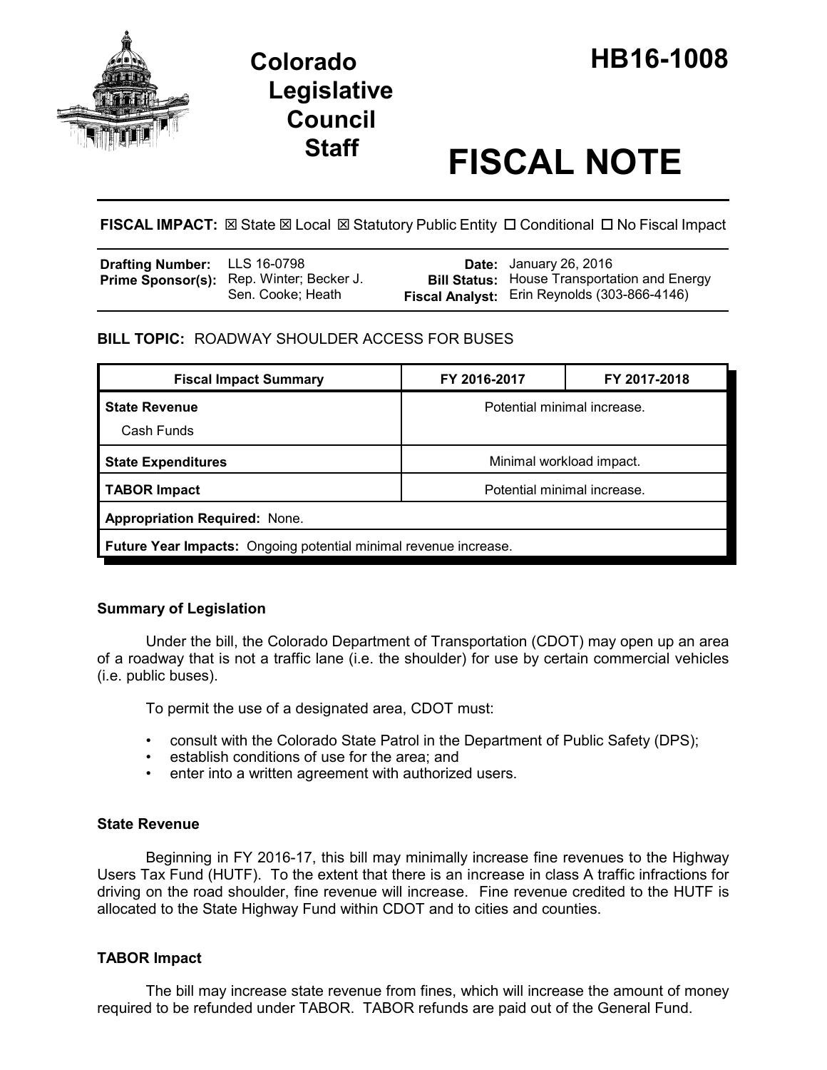# Colorado Legislative Council Staff

# HB16-1008

# FISCAL NOTE

**FISCAL IMPACT:** ☒ State ☒ Local ☒ Statutory Public Entity ☐ Conditional ☐ No Fiscal Impact

| | | | |
|---|---|---|---|
| **Drafting Number:** | LLS 16-0798 | **Date:** | January 26, 2016 |
| **Prime Sponsor(s):** | Rep. Winter; Becker J. Sen. Cooke; Heath | **Bill Status:** | House Transportation and Energy |
| | | **Fiscal Analyst:** | Erin Reynolds (303-866-4146) |

**BILL TOPIC:** ROADWAY SHOULDER ACCESS FOR BUSES

| Fiscal Impact Summary | FY 2016-2017 | FY 2017-2018 |
|---|---|---|
| **State Revenue** Cash Funds | Potential minimal increase. | |
| **State Expenditures** | Minimal workload impact. | |
| **TABOR Impact** | Potential minimal increase. | |
| **Appropriation Required:** None. | | |
| **Future Year Impacts:** Ongoing potential minimal revenue increase. | | |

### Summary of Legislation

Under the bill, the Colorado Department of Transportation (CDOT) may open up an area of a roadway that is not a traffic lane (i.e. the shoulder) for use by certain commercial vehicles (i.e. public buses).

To permit the use of a designated area, CDOT must:

- consult with the Colorado State Patrol in the Department of Public Safety (DPS);
- establish conditions of use for the area; and
- enter into a written agreement with authorized users.

### State Revenue

Beginning in FY 2016-17, this bill may minimally increase fine revenues to the Highway Users Tax Fund (HUTF). To the extent that there is an increase in class A traffic infractions for driving on the road shoulder, fine revenue will increase. Fine revenue credited to the HUTF is allocated to the State Highway Fund within CDOT and to cities and counties.

### TABOR Impact

The bill may increase state revenue from fines, which will increase the amount of money required to be refunded under TABOR. TABOR refunds are paid out of the General Fund.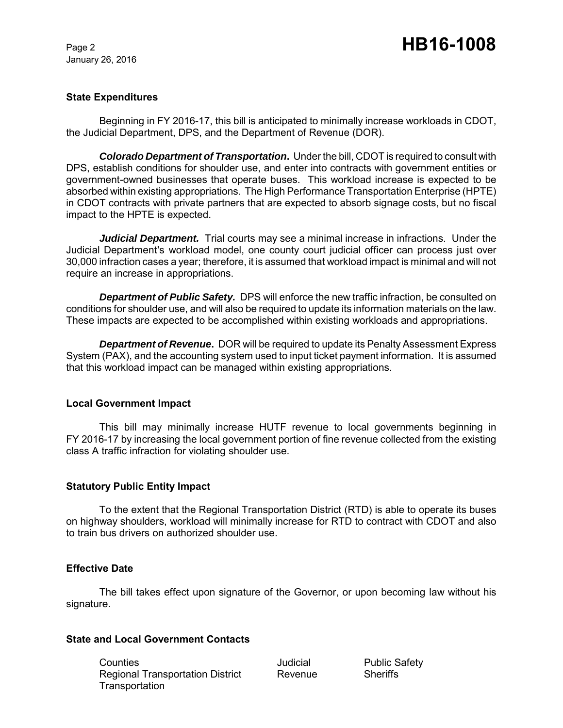## State Expenditures

Beginning in FY 2016-17, this bill is anticipated to minimally increase workloads in CDOT, the Judicial Department, DPS, and the Department of Revenue (DOR).

***Colorado Department of Transportation*.** Under the bill, CDOT is required to consult with DPS, establish conditions for shoulder use, and enter into contracts with government entities or government-owned businesses that operate buses. This workload increase is expected to be absorbed within existing appropriations. The High Performance Transportation Enterprise (HPTE) in CDOT contracts with private partners that are expected to absorb signage costs, but no fiscal impact to the HPTE is expected.

***Judicial Department.*** Trial courts may see a minimal increase in infractions. Under the Judicial Department's workload model, one county court judicial officer can process just over 30,000 infraction cases a year; therefore, it is assumed that workload impact is minimal and will not require an increase in appropriations.

***Department of Public Safety.*** DPS will enforce the new traffic infraction, be consulted on conditions for shoulder use, and will also be required to update its information materials on the law. These impacts are expected to be accomplished within existing workloads and appropriations.

***Department of Revenue*.** DOR will be required to update its Penalty Assessment Express System (PAX), and the accounting system used to input ticket payment information. It is assumed that this workload impact can be managed within existing appropriations.

## Local Government Impact

This bill may minimally increase HUTF revenue to local governments beginning in FY 2016-17 by increasing the local government portion of fine revenue collected from the existing class A traffic infraction for violating shoulder use.

## Statutory Public Entity Impact

To the extent that the Regional Transportation District (RTD) is able to operate its buses on highway shoulders, workload will minimally increase for RTD to contract with CDOT and also to train bus drivers on authorized shoulder use.

## Effective Date

The bill takes effect upon signature of the Governor, or upon becoming law without his signature.

## State and Local Government Contacts

| | | |
|---|---|---|
| Counties | Judicial | Public Safety |
| Regional Transportation District | Revenue | Sheriffs |
| Transportation | | |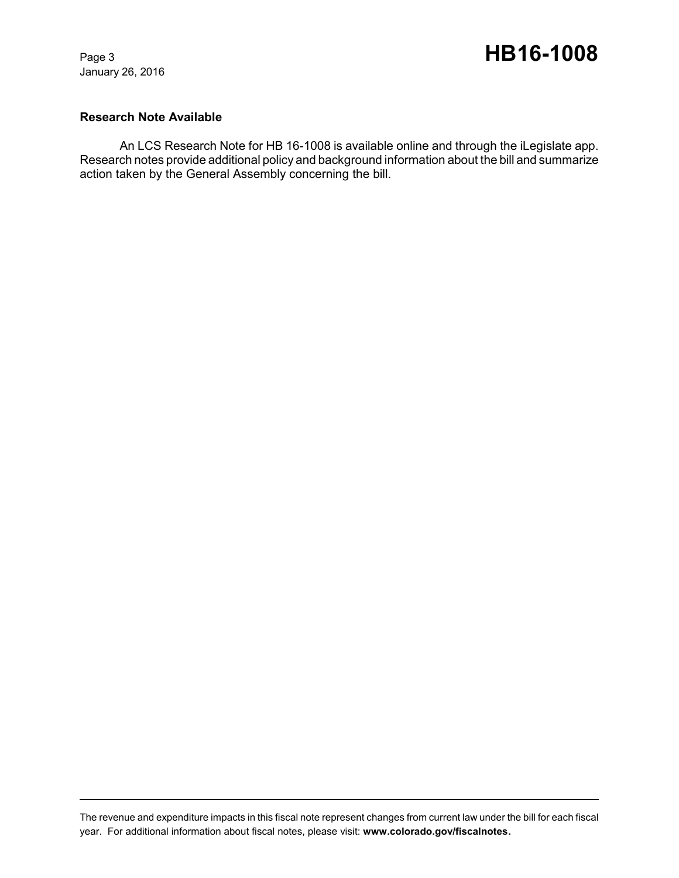**Research Note Available**

An LCS Research Note for HB 16-1008 is available online and through the iLegislate app. Research notes provide additional policy and background information about the bill and summarize action taken by the General Assembly concerning the bill.

The revenue and expenditure impacts in this fiscal note represent changes from current law under the bill for each fiscal year. For additional information about fiscal notes, please visit: **www.colorado.gov/fiscalnotes.**